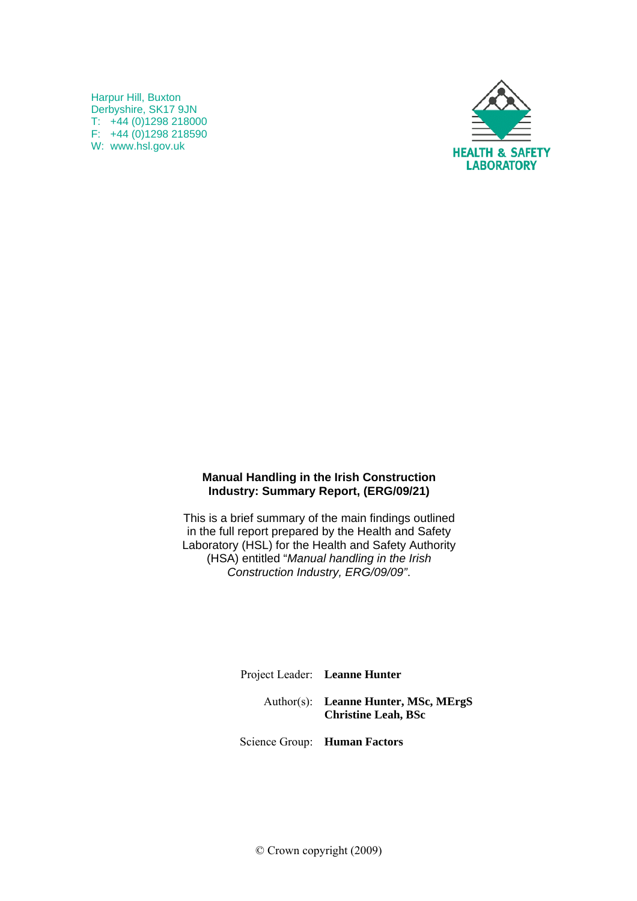Harpur Hill, Buxton
Derbyshire, SK17 9JN
T: +44 (0)1298 218000
F: +44 (0)1298 218590
W: www.hsl.gov.uk

HEALTH & SAFETY LABORATORY

**Manual Handling in the Irish Construction Industry: Summary Report, (ERG/09/21)**

This is a brief summary of the main findings outlined in the full report prepared by the Health and Safety Laboratory (HSL) for the Health and Safety Authority (HSA) entitled "*Manual handling in the Irish Construction Industry, ERG/09/09"*.

Project Leader: **Leanne Hunter**

Author(s): **Leanne Hunter, MSc, MErgS**
**Christine Leah, BSc**

Science Group: **Human Factors**

© Crown copyright (2009)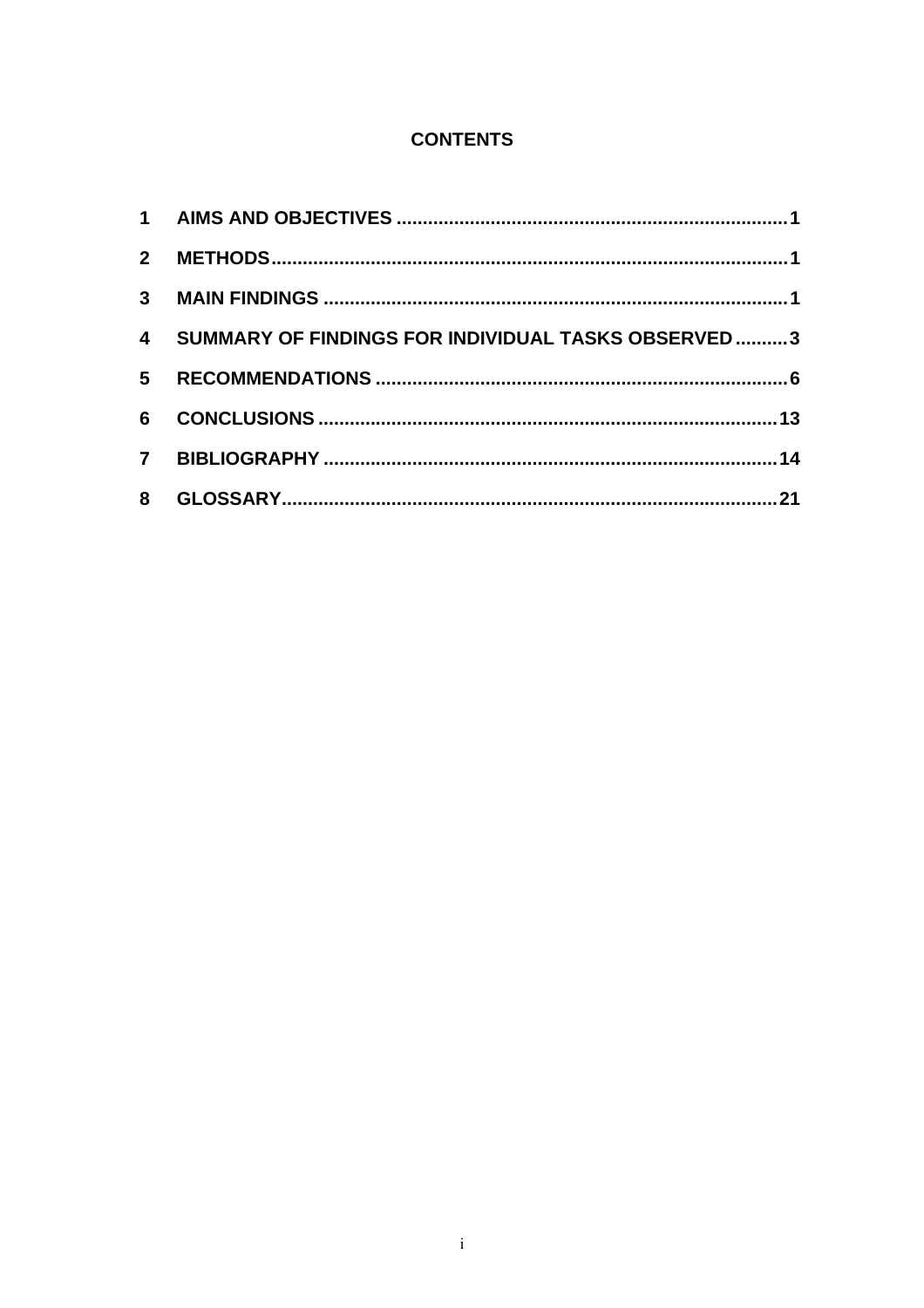**CONTENTS**

| | | |
|---|---|---|
| 1 | AIMS AND OBJECTIVES | 1 |
| 2 | METHODS | 1 |
| 3 | MAIN FINDINGS | 1 |
| 4 | SUMMARY OF FINDINGS FOR INDIVIDUAL TASKS OBSERVED | 3 |
| 5 | RECOMMENDATIONS | 6 |
| 6 | CONCLUSIONS | 13 |
| 7 | BIBLIOGRAPHY | 14 |
| 8 | GLOSSARY | 21 |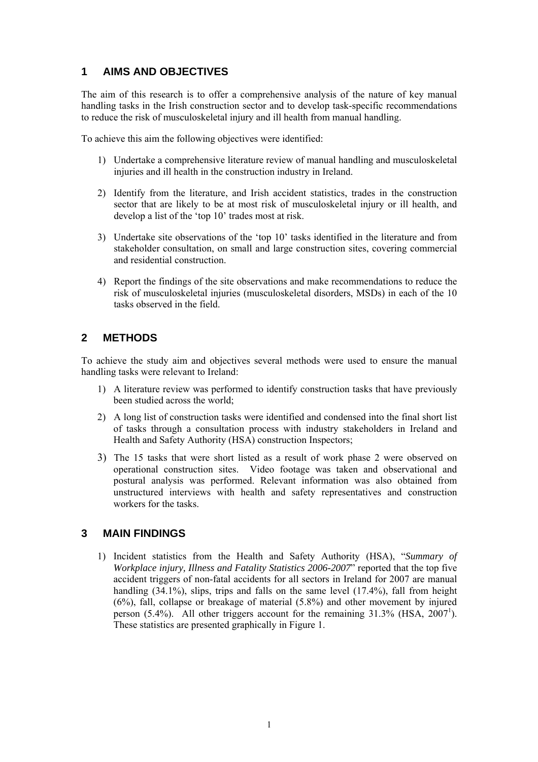## 1 AIMS AND OBJECTIVES

The aim of this research is to offer a comprehensive analysis of the nature of key manual handling tasks in the Irish construction sector and to develop task-specific recommendations to reduce the risk of musculoskeletal injury and ill health from manual handling.

To achieve this aim the following objectives were identified:

1) Undertake a comprehensive literature review of manual handling and musculoskeletal injuries and ill health in the construction industry in Ireland.

2) Identify from the literature, and Irish accident statistics, trades in the construction sector that are likely to be at most risk of musculoskeletal injury or ill health, and develop a list of the 'top 10' trades most at risk.

3) Undertake site observations of the 'top 10' tasks identified in the literature and from stakeholder consultation, on small and large construction sites, covering commercial and residential construction.

4) Report the findings of the site observations and make recommendations to reduce the risk of musculoskeletal injuries (musculoskeletal disorders, MSDs) in each of the 10 tasks observed in the field.

## 2 METHODS

To achieve the study aim and objectives several methods were used to ensure the manual handling tasks were relevant to Ireland:

1) A literature review was performed to identify construction tasks that have previously been studied across the world;

2) A long list of construction tasks were identified and condensed into the final short list of tasks through a consultation process with industry stakeholders in Ireland and Health and Safety Authority (HSA) construction Inspectors;

3) The 15 tasks that were short listed as a result of work phase 2 were observed on operational construction sites. Video footage was taken and observational and postural analysis was performed. Relevant information was also obtained from unstructured interviews with health and safety representatives and construction workers for the tasks.

## 3 MAIN FINDINGS

1) Incident statistics from the Health and Safety Authority (HSA), "*Summary of Workplace injury, Illness and Fatality Statistics 2006-2007*" reported that the top five accident triggers of non-fatal accidents for all sectors in Ireland for 2007 are manual handling (34.1%), slips, trips and falls on the same level (17.4%), fall from height (6%), fall, collapse or breakage of material (5.8%) and other movement by injured person (5.4%). All other triggers account for the remaining 31.3% (HSA, 2007[1]). These statistics are presented graphically in Figure 1.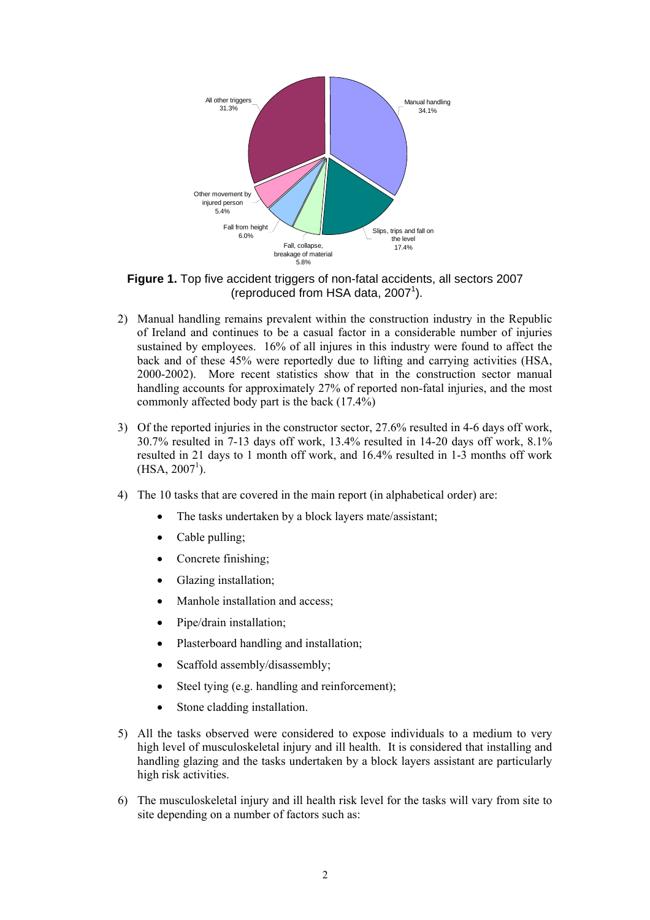**Figure 1.** Top five accident triggers of non-fatal accidents, all sectors 2007 (reproduced from HSA data, 2007[1]).

2) Manual handling remains prevalent within the construction industry in the Republic of Ireland and continues to be a casual factor in a considerable number of injuries sustained by employees. 16% of all injures in this industry were found to affect the back and of these 45% were reportedly due to lifting and carrying activities (HSA, 2000-2002). More recent statistics show that in the construction sector manual handling accounts for approximately 27% of reported non-fatal injuries, and the most commonly affected body part is the back (17.4%)

3) Of the reported injuries in the constructor sector, 27.6% resulted in 4-6 days off work, 30.7% resulted in 7-13 days off work, 13.4% resulted in 14-20 days off work, 8.1% resulted in 21 days to 1 month off work, and 16.4% resulted in 1-3 months off work (HSA, 2007[1]).

4) The 10 tasks that are covered in the main report (in alphabetical order) are:

   - The tasks undertaken by a block layers mate/assistant;
   - Cable pulling;
   - Concrete finishing;
   - Glazing installation;
   - Manhole installation and access;
   - Pipe/drain installation;
   - Plasterboard handling and installation;
   - Scaffold assembly/disassembly;
   - Steel tying (e.g. handling and reinforcement);
   - Stone cladding installation.

5) All the tasks observed were considered to expose individuals to a medium to very high level of musculoskeletal injury and ill health. It is considered that installing and handling glazing and the tasks undertaken by a block layers assistant are particularly high risk activities.

6) The musculoskeletal injury and ill health risk level for the tasks will vary from site to site depending on a number of factors such as: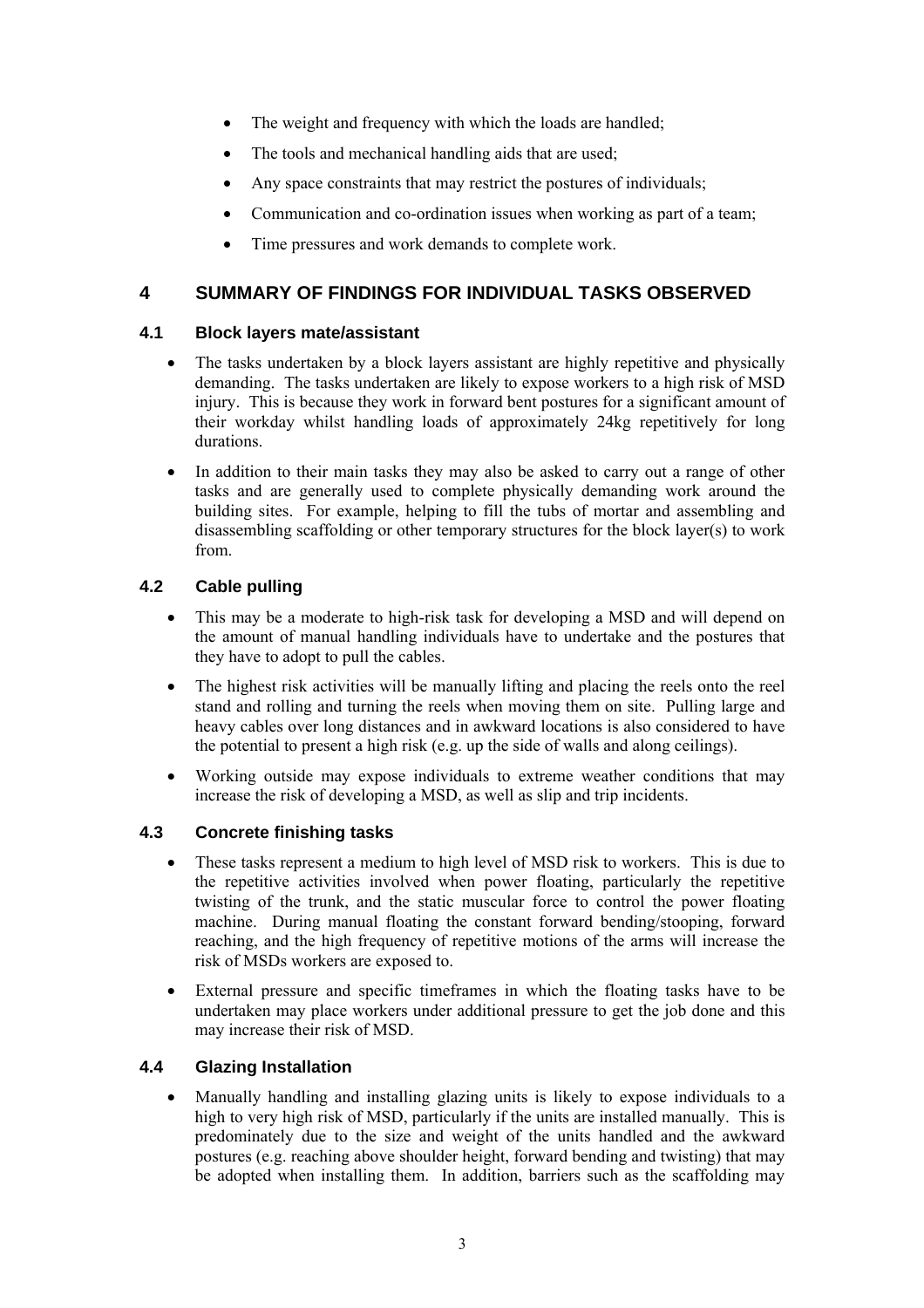- The weight and frequency with which the loads are handled;
- The tools and mechanical handling aids that are used;
- Any space constraints that may restrict the postures of individuals;
- Communication and co-ordination issues when working as part of a team;
- Time pressures and work demands to complete work.

# 4 SUMMARY OF FINDINGS FOR INDIVIDUAL TASKS OBSERVED

## 4.1 Block layers mate/assistant

- The tasks undertaken by a block layers assistant are highly repetitive and physically demanding. The tasks undertaken are likely to expose workers to a high risk of MSD injury. This is because they work in forward bent postures for a significant amount of their workday whilst handling loads of approximately 24kg repetitively for long durations.
- In addition to their main tasks they may also be asked to carry out a range of other tasks and are generally used to complete physically demanding work around the building sites. For example, helping to fill the tubs of mortar and assembling and disassembling scaffolding or other temporary structures for the block layer(s) to work from.

## 4.2 Cable pulling

- This may be a moderate to high-risk task for developing a MSD and will depend on the amount of manual handling individuals have to undertake and the postures that they have to adopt to pull the cables.
- The highest risk activities will be manually lifting and placing the reels onto the reel stand and rolling and turning the reels when moving them on site. Pulling large and heavy cables over long distances and in awkward locations is also considered to have the potential to present a high risk (e.g. up the side of walls and along ceilings).
- Working outside may expose individuals to extreme weather conditions that may increase the risk of developing a MSD, as well as slip and trip incidents.

## 4.3 Concrete finishing tasks

- These tasks represent a medium to high level of MSD risk to workers. This is due to the repetitive activities involved when power floating, particularly the repetitive twisting of the trunk, and the static muscular force to control the power floating machine. During manual floating the constant forward bending/stooping, forward reaching, and the high frequency of repetitive motions of the arms will increase the risk of MSDs workers are exposed to.
- External pressure and specific timeframes in which the floating tasks have to be undertaken may place workers under additional pressure to get the job done and this may increase their risk of MSD.

## 4.4 Glazing Installation

- Manually handling and installing glazing units is likely to expose individuals to a high to very high risk of MSD, particularly if the units are installed manually. This is predominately due to the size and weight of the units handled and the awkward postures (e.g. reaching above shoulder height, forward bending and twisting) that may be adopted when installing them. In addition, barriers such as the scaffolding may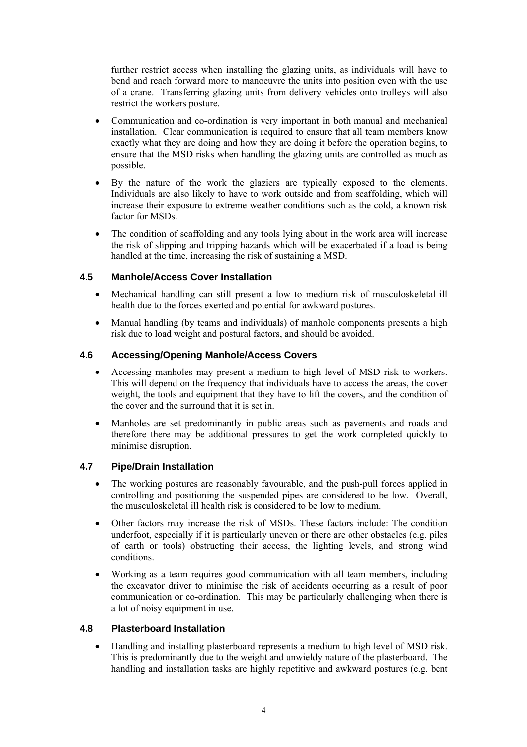further restrict access when installing the glazing units, as individuals will have to bend and reach forward more to manoeuvre the units into position even with the use of a crane. Transferring glazing units from delivery vehicles onto trolleys will also restrict the workers posture.

- Communication and co-ordination is very important in both manual and mechanical installation. Clear communication is required to ensure that all team members know exactly what they are doing and how they are doing it before the operation begins, to ensure that the MSD risks when handling the glazing units are controlled as much as possible.
- By the nature of the work the glaziers are typically exposed to the elements. Individuals are also likely to have to work outside and from scaffolding, which will increase their exposure to extreme weather conditions such as the cold, a known risk factor for MSDs.
- The condition of scaffolding and any tools lying about in the work area will increase the risk of slipping and tripping hazards which will be exacerbated if a load is being handled at the time, increasing the risk of sustaining a MSD.

### 4.5 Manhole/Access Cover Installation

- Mechanical handling can still present a low to medium risk of musculoskeletal ill health due to the forces exerted and potential for awkward postures.
- Manual handling (by teams and individuals) of manhole components presents a high risk due to load weight and postural factors, and should be avoided.

### 4.6 Accessing/Opening Manhole/Access Covers

- Accessing manholes may present a medium to high level of MSD risk to workers. This will depend on the frequency that individuals have to access the areas, the cover weight, the tools and equipment that they have to lift the covers, and the condition of the cover and the surround that it is set in.
- Manholes are set predominantly in public areas such as pavements and roads and therefore there may be additional pressures to get the work completed quickly to minimise disruption.

### 4.7 Pipe/Drain Installation

- The working postures are reasonably favourable, and the push-pull forces applied in controlling and positioning the suspended pipes are considered to be low. Overall, the musculoskeletal ill health risk is considered to be low to medium.
- Other factors may increase the risk of MSDs. These factors include: The condition underfoot, especially if it is particularly uneven or there are other obstacles (e.g. piles of earth or tools) obstructing their access, the lighting levels, and strong wind conditions.
- Working as a team requires good communication with all team members, including the excavator driver to minimise the risk of accidents occurring as a result of poor communication or co-ordination. This may be particularly challenging when there is a lot of noisy equipment in use.

### 4.8 Plasterboard Installation

- Handling and installing plasterboard represents a medium to high level of MSD risk. This is predominantly due to the weight and unwieldy nature of the plasterboard. The handling and installation tasks are highly repetitive and awkward postures (e.g. bent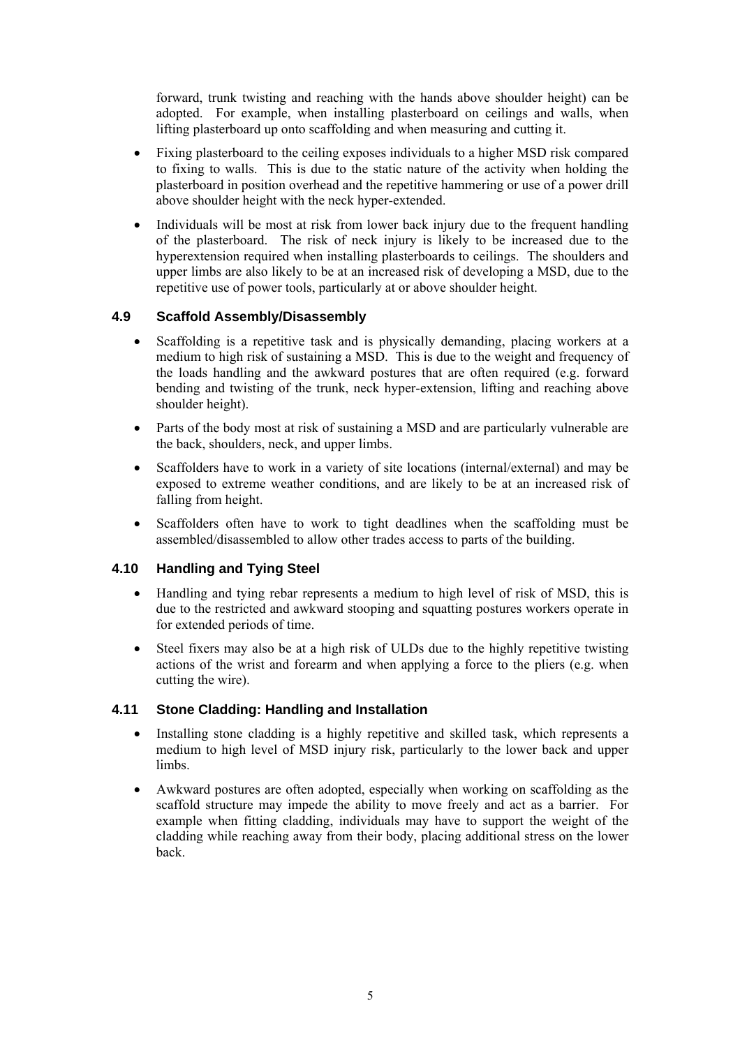forward, trunk twisting and reaching with the hands above shoulder height) can be adopted. For example, when installing plasterboard on ceilings and walls, when lifting plasterboard up onto scaffolding and when measuring and cutting it.

- Fixing plasterboard to the ceiling exposes individuals to a higher MSD risk compared to fixing to walls. This is due to the static nature of the activity when holding the plasterboard in position overhead and the repetitive hammering or use of a power drill above shoulder height with the neck hyper-extended.

- Individuals will be most at risk from lower back injury due to the frequent handling of the plasterboard. The risk of neck injury is likely to be increased due to the hyperextension required when installing plasterboards to ceilings. The shoulders and upper limbs are also likely to be at an increased risk of developing a MSD, due to the repetitive use of power tools, particularly at or above shoulder height.

### 4.9 Scaffold Assembly/Disassembly

- Scaffolding is a repetitive task and is physically demanding, placing workers at a medium to high risk of sustaining a MSD. This is due to the weight and frequency of the loads handling and the awkward postures that are often required (e.g. forward bending and twisting of the trunk, neck hyper-extension, lifting and reaching above shoulder height).

- Parts of the body most at risk of sustaining a MSD and are particularly vulnerable are the back, shoulders, neck, and upper limbs.

- Scaffolders have to work in a variety of site locations (internal/external) and may be exposed to extreme weather conditions, and are likely to be at an increased risk of falling from height.

- Scaffolders often have to work to tight deadlines when the scaffolding must be assembled/disassembled to allow other trades access to parts of the building.

### 4.10 Handling and Tying Steel

- Handling and tying rebar represents a medium to high level of risk of MSD, this is due to the restricted and awkward stooping and squatting postures workers operate in for extended periods of time.

- Steel fixers may also be at a high risk of ULDs due to the highly repetitive twisting actions of the wrist and forearm and when applying a force to the pliers (e.g. when cutting the wire).

### 4.11 Stone Cladding: Handling and Installation

- Installing stone cladding is a highly repetitive and skilled task, which represents a medium to high level of MSD injury risk, particularly to the lower back and upper limbs.

- Awkward postures are often adopted, especially when working on scaffolding as the scaffold structure may impede the ability to move freely and act as a barrier. For example when fitting cladding, individuals may have to support the weight of the cladding while reaching away from their body, placing additional stress on the lower back.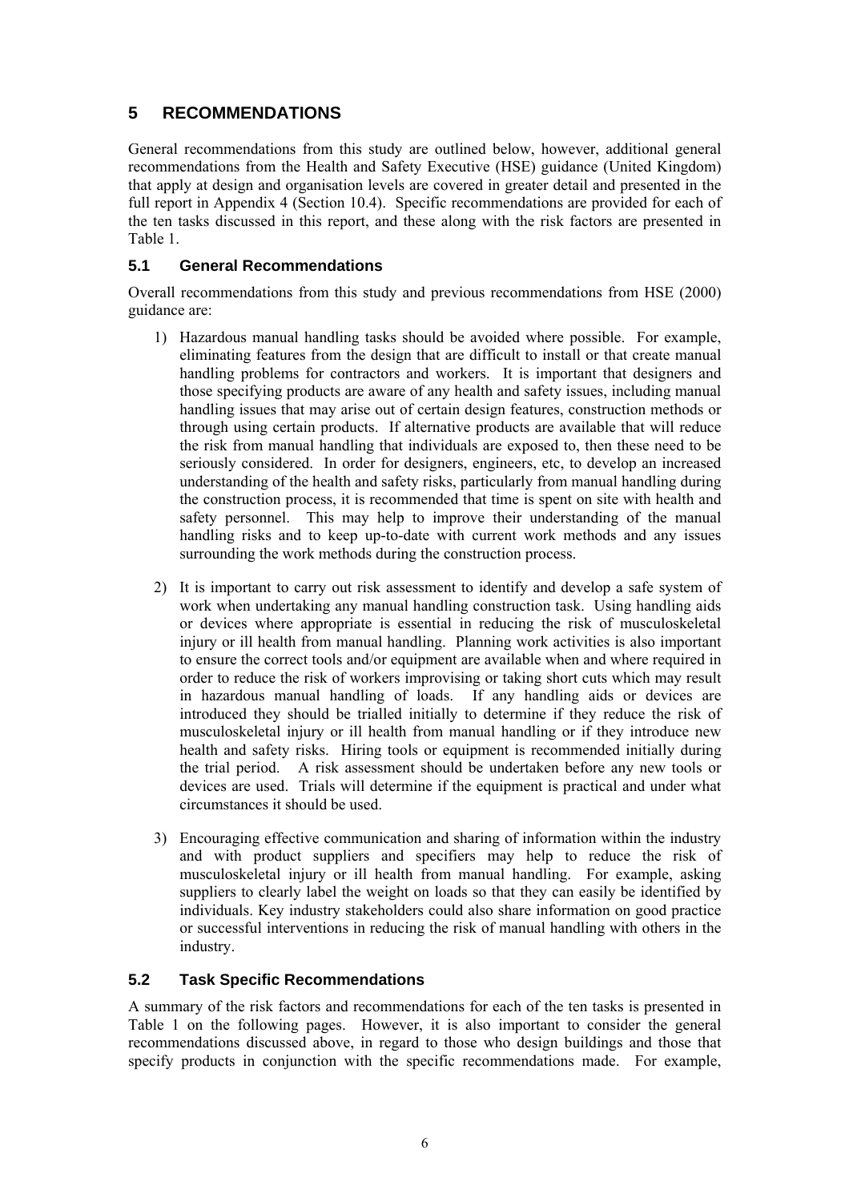# 5 RECOMMENDATIONS

General recommendations from this study are outlined below, however, additional general recommendations from the Health and Safety Executive (HSE) guidance (United Kingdom) that apply at design and organisation levels are covered in greater detail and presented in the full report in Appendix 4 (Section 10.4). Specific recommendations are provided for each of the ten tasks discussed in this report, and these along with the risk factors are presented in Table 1.

## 5.1 General Recommendations

Overall recommendations from this study and previous recommendations from HSE (2000) guidance are:

1) Hazardous manual handling tasks should be avoided where possible. For example, eliminating features from the design that are difficult to install or that create manual handling problems for contractors and workers. It is important that designers and those specifying products are aware of any health and safety issues, including manual handling issues that may arise out of certain design features, construction methods or through using certain products. If alternative products are available that will reduce the risk from manual handling that individuals are exposed to, then these need to be seriously considered. In order for designers, engineers, etc, to develop an increased understanding of the health and safety risks, particularly from manual handling during the construction process, it is recommended that time is spent on site with health and safety personnel. This may help to improve their understanding of the manual handling risks and to keep up-to-date with current work methods and any issues surrounding the work methods during the construction process.

2) It is important to carry out risk assessment to identify and develop a safe system of work when undertaking any manual handling construction task. Using handling aids or devices where appropriate is essential in reducing the risk of musculoskeletal injury or ill health from manual handling. Planning work activities is also important to ensure the correct tools and/or equipment are available when and where required in order to reduce the risk of workers improvising or taking short cuts which may result in hazardous manual handling of loads. If any handling aids or devices are introduced they should be trialled initially to determine if they reduce the risk of musculoskeletal injury or ill health from manual handling or if they introduce new health and safety risks. Hiring tools or equipment is recommended initially during the trial period. A risk assessment should be undertaken before any new tools or devices are used. Trials will determine if the equipment is practical and under what circumstances it should be used.

3) Encouraging effective communication and sharing of information within the industry and with product suppliers and specifiers may help to reduce the risk of musculoskeletal injury or ill health from manual handling. For example, asking suppliers to clearly label the weight on loads so that they can easily be identified by individuals. Key industry stakeholders could also share information on good practice or successful interventions in reducing the risk of manual handling with others in the industry.

## 5.2 Task Specific Recommendations

A summary of the risk factors and recommendations for each of the ten tasks is presented in Table 1 on the following pages. However, it is also important to consider the general recommendations discussed above, in regard to those who design buildings and those that specify products in conjunction with the specific recommendations made. For example,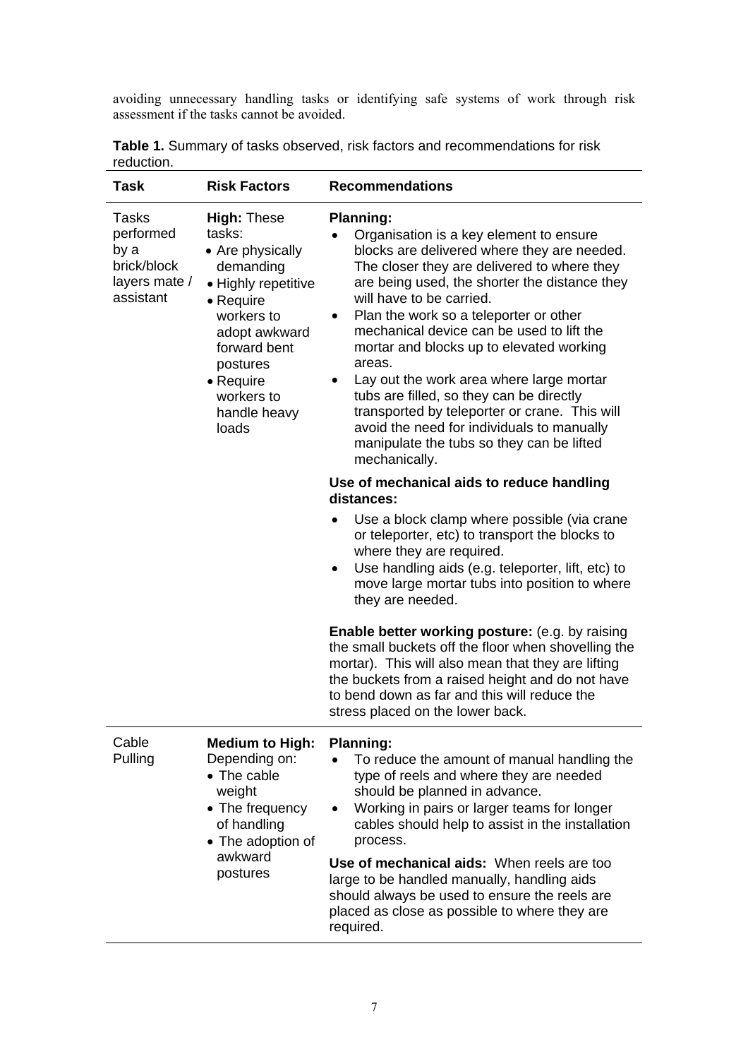avoiding unnecessary handling tasks or identifying safe systems of work through risk assessment if the tasks cannot be avoided.

**Table 1.** Summary of tasks observed, risk factors and recommendations for risk reduction.

| Task | Risk Factors | Recommendations |
| --- | --- | --- |
| Tasks performed by a brick/block layers mate / assistant | **High:** These tasks:<br>• Are physically demanding<br>• Highly repetitive<br>• Require workers to adopt awkward forward bent postures<br>• Require workers to handle heavy loads | **Planning:**<br>• Organisation is a key element to ensure blocks are delivered where they are needed. The closer they are delivered to where they are being used, the shorter the distance they will have to be carried.<br>• Plan the work so a teleporter or other mechanical device can be used to lift the mortar and blocks up to elevated working areas.<br>• Lay out the work area where large mortar tubs are filled, so they can be directly transported by teleporter or crane. This will avoid the need for individuals to manually manipulate the tubs so they can be lifted mechanically.<br><br>**Use of mechanical aids to reduce handling distances:**<br>• Use a block clamp where possible (via crane or teleporter, etc) to transport the blocks to where they are required.<br>• Use handling aids (e.g. teleporter, lift, etc) to move large mortar tubs into position to where they are needed.<br><br>**Enable better working posture:** (e.g. by raising the small buckets off the floor when shovelling the mortar). This will also mean that they are lifting the buckets from a raised height and do not have to bend down as far and this will reduce the stress placed on the lower back. |
| Cable Pulling | **Medium to High:** Depending on:<br>• The cable weight<br>• The frequency of handling<br>• The adoption of awkward postures | **Planning:**<br>• To reduce the amount of manual handling the type of reels and where they are needed should be planned in advance.<br>• Working in pairs or larger teams for longer cables should help to assist in the installation process.<br><br>**Use of mechanical aids:** When reels are too large to be handled manually, handling aids should always be used to ensure the reels are placed as close as possible to where they are required. |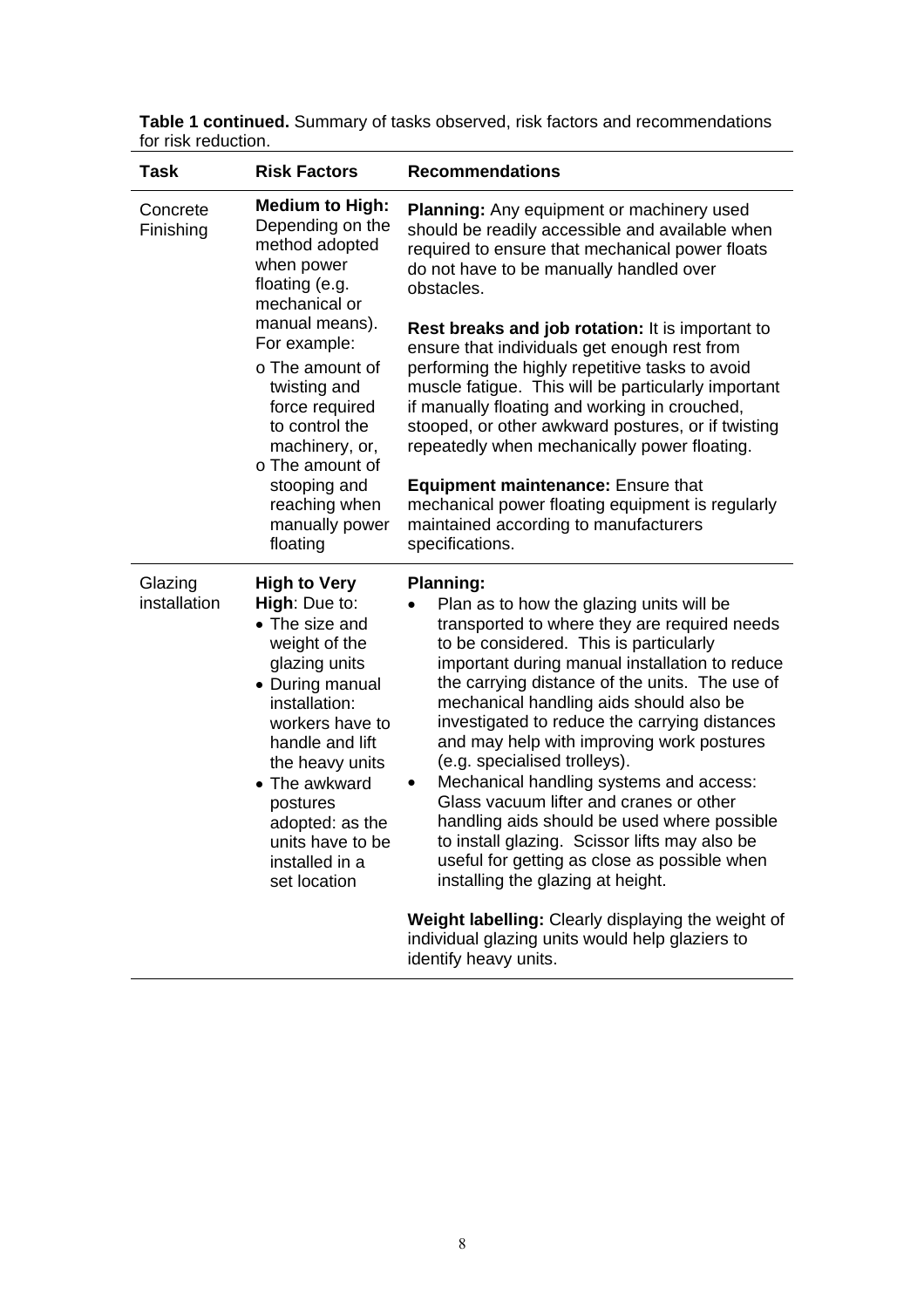**Table 1 continued.** Summary of tasks observed, risk factors and recommendations for risk reduction.

| Task | Risk Factors | Recommendations |
|---|---|---|
| Concrete Finishing | **Medium to High:** Depending on the method adopted when power floating (e.g. mechanical or manual means). For example:<br>o The amount of twisting and force required to control the machinery, or,<br>o The amount of stooping and reaching when manually power floating | **Planning:** Any equipment or machinery used should be readily accessible and available when required to ensure that mechanical power floats do not have to be manually handled over obstacles.<br><br>**Rest breaks and job rotation:** It is important to ensure that individuals get enough rest from performing the highly repetitive tasks to avoid muscle fatigue. This will be particularly important if manually floating and working in crouched, stooped, or other awkward postures, or if twisting repeatedly when mechanically power floating.<br><br>**Equipment maintenance:** Ensure that mechanical power floating equipment is regularly maintained according to manufacturers specifications. |
| Glazing installation | **High to Very High**: Due to:<br>• The size and weight of the glazing units<br>• During manual installation: workers have to handle and lift the heavy units<br>• The awkward postures adopted: as the units have to be installed in a set location | **Planning:**<br>• Plan as to how the glazing units will be transported to where they are required needs to be considered. This is particularly important during manual installation to reduce the carrying distance of the units. The use of mechanical handling aids should also be investigated to reduce the carrying distances and may help with improving work postures (e.g. specialised trolleys).<br>• Mechanical handling systems and access: Glass vacuum lifter and cranes or other handling aids should be used where possible to install glazing. Scissor lifts may also be useful for getting as close as possible when installing the glazing at height.<br><br>**Weight labelling:** Clearly displaying the weight of individual glazing units would help glaziers to identify heavy units. |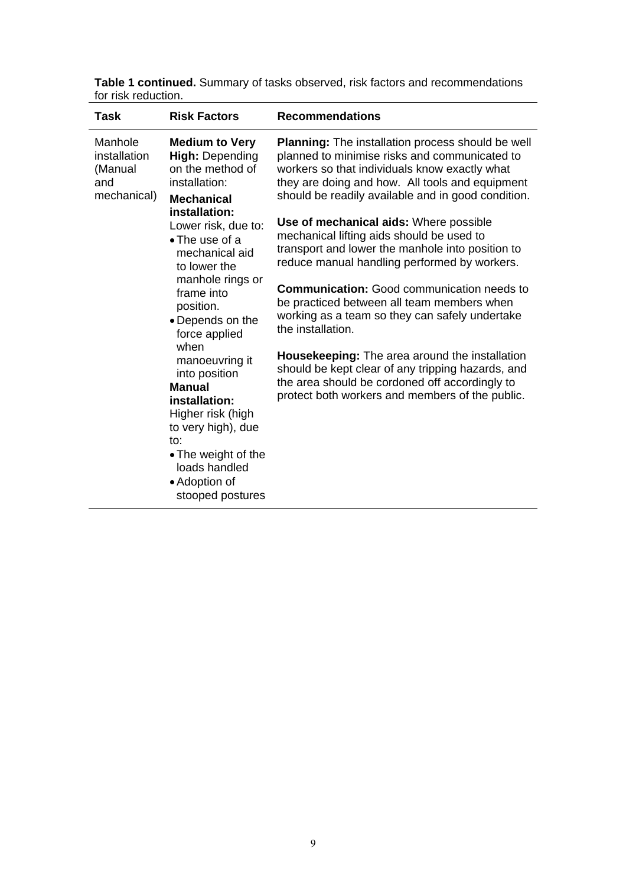**Table 1 continued.** Summary of tasks observed, risk factors and recommendations for risk reduction.

| Task | Risk Factors | Recommendations |
|---|---|---|
| Manhole installation (Manual and mechanical) | **Medium to Very High:** Depending on the method of installation:<br>**Mechanical installation:**<br>Lower risk, due to:<br>• The use of a mechanical aid to lower the manhole rings or frame into position.<br>• Depends on the force applied when manoeuvring it into position<br>**Manual installation:**<br>Higher risk (high to very high), due to:<br>• The weight of the loads handled<br>• Adoption of stooped postures | **Planning:** The installation process should be well planned to minimise risks and communicated to workers so that individuals know exactly what they are doing and how. All tools and equipment should be readily available and in good condition.<br><br>**Use of mechanical aids:** Where possible mechanical lifting aids should be used to transport and lower the manhole into position to reduce manual handling performed by workers.<br><br>**Communication:** Good communication needs to be practiced between all team members when working as a team so they can safely undertake the installation.<br><br>**Housekeeping:** The area around the installation should be kept clear of any tripping hazards, and the area should be cordoned off accordingly to protect both workers and members of the public. |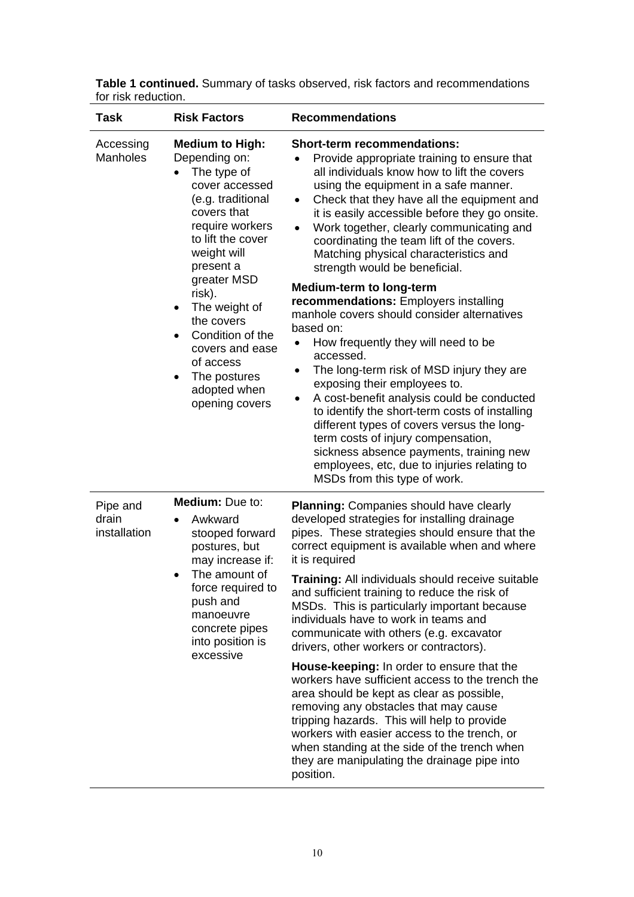**Table 1 continued.** Summary of tasks observed, risk factors and recommendations for risk reduction.

| Task | Risk Factors | Recommendations |
|---|---|---|
| Accessing Manholes | **Medium to High:** Depending on: <br>• The type of cover accessed (e.g. traditional covers that require workers to lift the cover weight will present a greater MSD risk). <br>• The weight of the covers <br>• Condition of the covers and ease of access <br>• The postures adopted when opening covers | **Short-term recommendations:** <br>• Provide appropriate training to ensure that all individuals know how to lift the covers using the equipment in a safe manner. <br>• Check that they have all the equipment and it is easily accessible before they go onsite. <br>• Work together, clearly communicating and coordinating the team lift of the covers. Matching physical characteristics and strength would be beneficial. <br><br>**Medium-term to long-term recommendations:** Employers installing manhole covers should consider alternatives based on: <br>• How frequently they will need to be accessed. <br>• The long-term risk of MSD injury they are exposing their employees to. <br>• A cost-benefit analysis could be conducted to identify the short-term costs of installing different types of covers versus the long-term costs of injury compensation, sickness absence payments, training new employees, etc, due to injuries relating to MSDs from this type of work. |
| Pipe and drain installation | **Medium:** Due to: <br>• Awkward stooped forward postures, but may increase if: <br>• The amount of force required to push and manoeuvre concrete pipes into position is excessive | **Planning:** Companies should have clearly developed strategies for installing drainage pipes. These strategies should ensure that the correct equipment is available when and where it is required <br><br>**Training:** All individuals should receive suitable and sufficient training to reduce the risk of MSDs. This is particularly important because individuals have to work in teams and communicate with others (e.g. excavator drivers, other workers or contractors). <br><br>**House-keeping:** In order to ensure that the workers have sufficient access to the trench the area should be kept as clear as possible, removing any obstacles that may cause tripping hazards. This will help to provide workers with easier access to the trench, or when standing at the side of the trench when they are manipulating the drainage pipe into position. |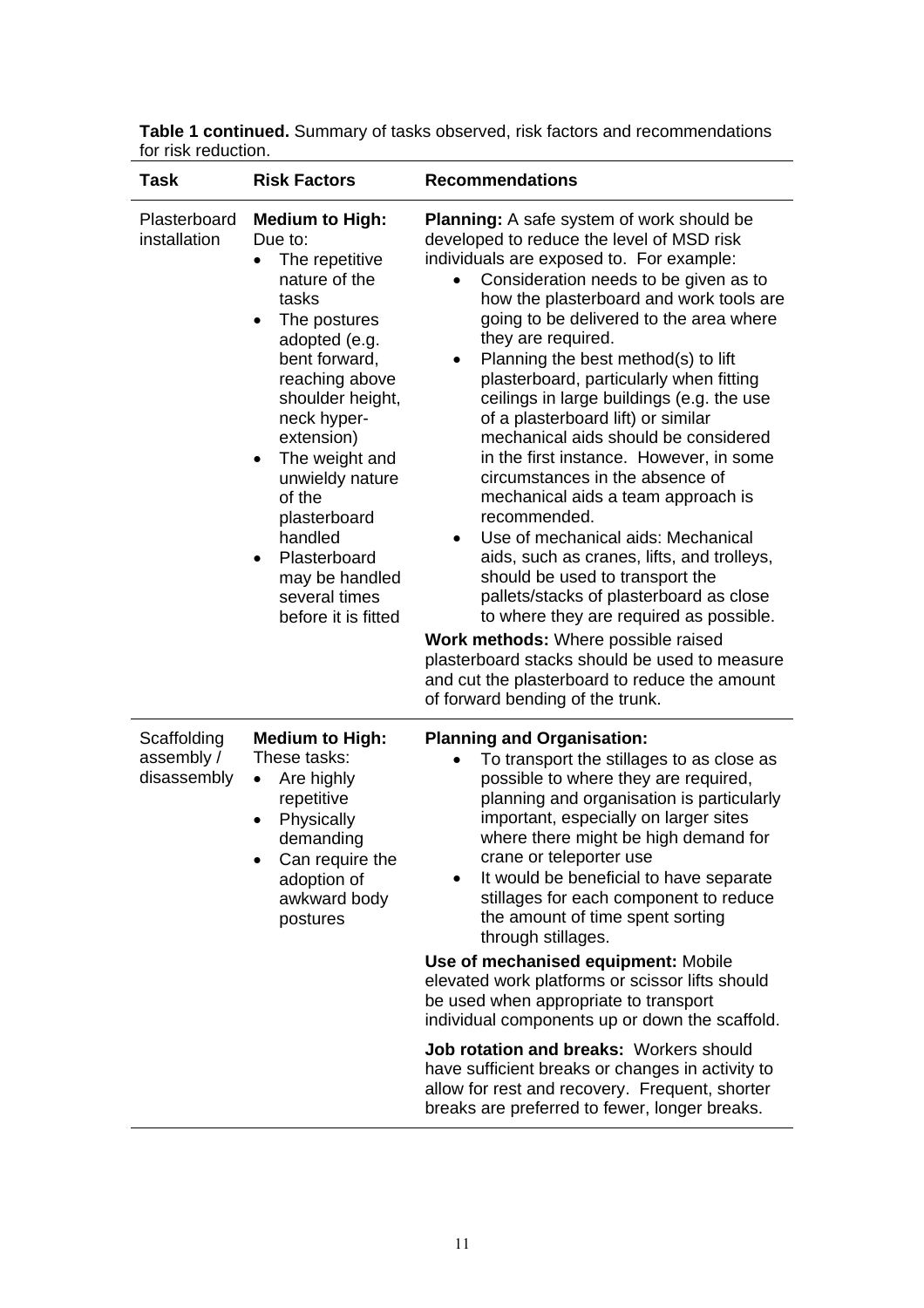**Table 1 continued.** Summary of tasks observed, risk factors and recommendations for risk reduction.

| Task | Risk Factors | Recommendations |
|---|---|---|
| Plasterboard installation | **Medium to High:** Due to:<br>• The repetitive nature of the tasks<br>• The postures adopted (e.g. bent forward, reaching above shoulder height, neck hyper-extension)<br>• The weight and unwieldy nature of the plasterboard handled<br>• Plasterboard may be handled several times before it is fitted | **Planning:** A safe system of work should be developed to reduce the level of MSD risk individuals are exposed to. For example:<br>• Consideration needs to be given as to how the plasterboard and work tools are going to be delivered to the area where they are required.<br>• Planning the best method(s) to lift plasterboard, particularly when fitting ceilings in large buildings (e.g. the use of a plasterboard lift) or similar mechanical aids should be considered in the first instance. However, in some circumstances in the absence of mechanical aids a team approach is recommended.<br>• Use of mechanical aids: Mechanical aids, such as cranes, lifts, and trolleys, should be used to transport the pallets/stacks of plasterboard as close to where they are required as possible.<br>**Work methods:** Where possible raised plasterboard stacks should be used to measure and cut the plasterboard to reduce the amount of forward bending of the trunk. |
| Scaffolding assembly / disassembly | **Medium to High:** These tasks:<br>• Are highly repetitive<br>• Physically demanding<br>• Can require the adoption of awkward body postures | **Planning and Organisation:**<br>• To transport the stillages to as close as possible to where they are required, planning and organisation is particularly important, especially on larger sites where there might be high demand for crane or teleporter use<br>• It would be beneficial to have separate stillages for each component to reduce the amount of time spent sorting through stillages.<br>**Use of mechanised equipment:** Mobile elevated work platforms or scissor lifts should be used when appropriate to transport individual components up or down the scaffold.<br>**Job rotation and breaks:** Workers should have sufficient breaks or changes in activity to allow for rest and recovery. Frequent, shorter breaks are preferred to fewer, longer breaks. |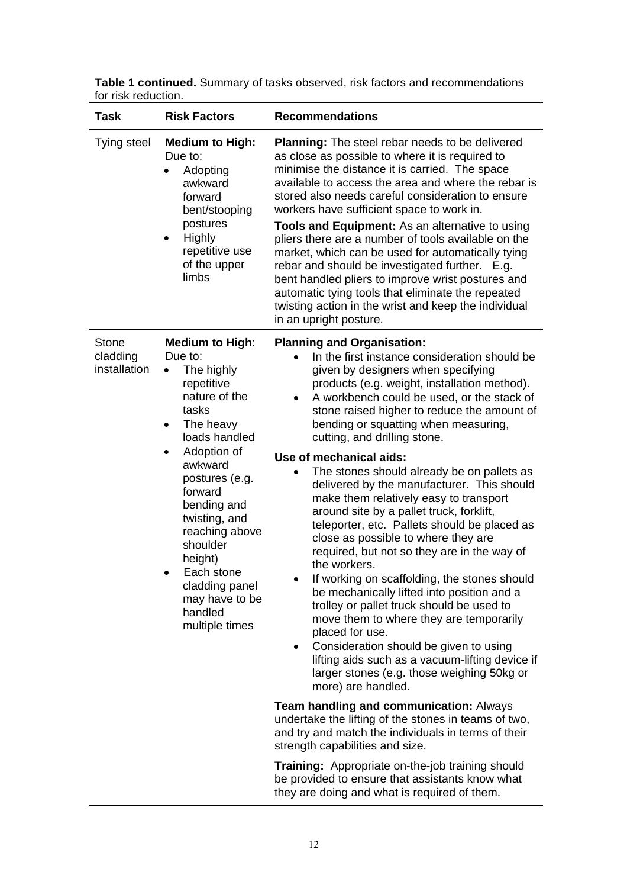**Table 1 continued.** Summary of tasks observed, risk factors and recommendations for risk reduction.

| Task | Risk Factors | Recommendations |
|---|---|---|
| Tying steel | **Medium to High:** Due to:<br>• Adopting awkward forward bent/stooping postures<br>• Highly repetitive use of the upper limbs | **Planning:** The steel rebar needs to be delivered as close as possible to where it is required to minimise the distance it is carried. The space available to access the area and where the rebar is stored also needs careful consideration to ensure workers have sufficient space to work in.<br><br>**Tools and Equipment:** As an alternative to using pliers there are a number of tools available on the market, which can be used for automatically tying rebar and should be investigated further. E.g. bent handled pliers to improve wrist postures and automatic tying tools that eliminate the repeated twisting action in the wrist and keep the individual in an upright posture. |
| Stone cladding installation | **Medium to High**: Due to:<br>• The highly repetitive nature of the tasks<br>• The heavy loads handled<br>• Adoption of awkward postures (e.g. forward bending and twisting, and reaching above shoulder height)<br>• Each stone cladding panel may have to be handled multiple times | **Planning and Organisation:**<br>• In the first instance consideration should be given by designers when specifying products (e.g. weight, installation method).<br>• A workbench could be used, or the stack of stone raised higher to reduce the amount of bending or squatting when measuring, cutting, and drilling stone.<br><br>**Use of mechanical aids:**<br>• The stones should already be on pallets as delivered by the manufacturer. This should make them relatively easy to transport around site by a pallet truck, forklift, teleporter, etc. Pallets should be placed as close as possible to where they are required, but not so they are in the way of the workers.<br>• If working on scaffolding, the stones should be mechanically lifted into position and a trolley or pallet truck should be used to move them to where they are temporarily placed for use.<br>• Consideration should be given to using lifting aids such as a vacuum-lifting device if larger stones (e.g. those weighing 50kg or more) are handled.<br><br>**Team handling and communication:** Always undertake the lifting of the stones in teams of two, and try and match the individuals in terms of their strength capabilities and size.<br><br>**Training:** Appropriate on-the-job training should be provided to ensure that assistants know what they are doing and what is required of them. |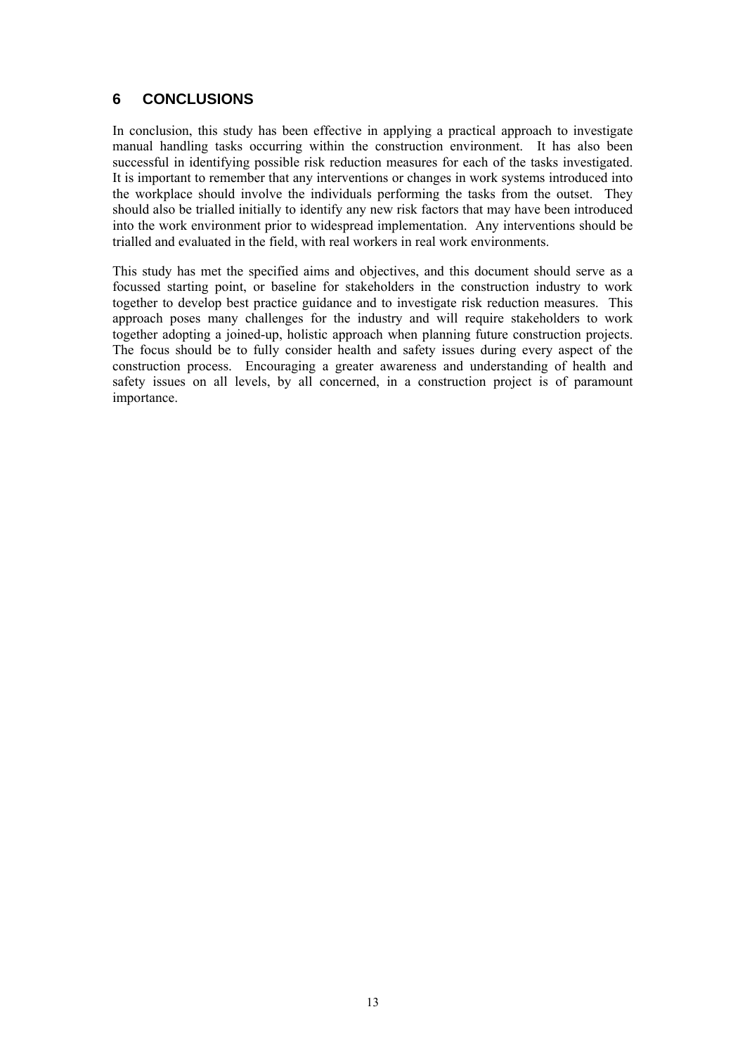## 6 CONCLUSIONS

In conclusion, this study has been effective in applying a practical approach to investigate manual handling tasks occurring within the construction environment. It has also been successful in identifying possible risk reduction measures for each of the tasks investigated. It is important to remember that any interventions or changes in work systems introduced into the workplace should involve the individuals performing the tasks from the outset. They should also be trialled initially to identify any new risk factors that may have been introduced into the work environment prior to widespread implementation. Any interventions should be trialled and evaluated in the field, with real workers in real work environments.

This study has met the specified aims and objectives, and this document should serve as a focussed starting point, or baseline for stakeholders in the construction industry to work together to develop best practice guidance and to investigate risk reduction measures. This approach poses many challenges for the industry and will require stakeholders to work together adopting a joined-up, holistic approach when planning future construction projects. The focus should be to fully consider health and safety issues during every aspect of the construction process. Encouraging a greater awareness and understanding of health and safety issues on all levels, by all concerned, in a construction project is of paramount importance.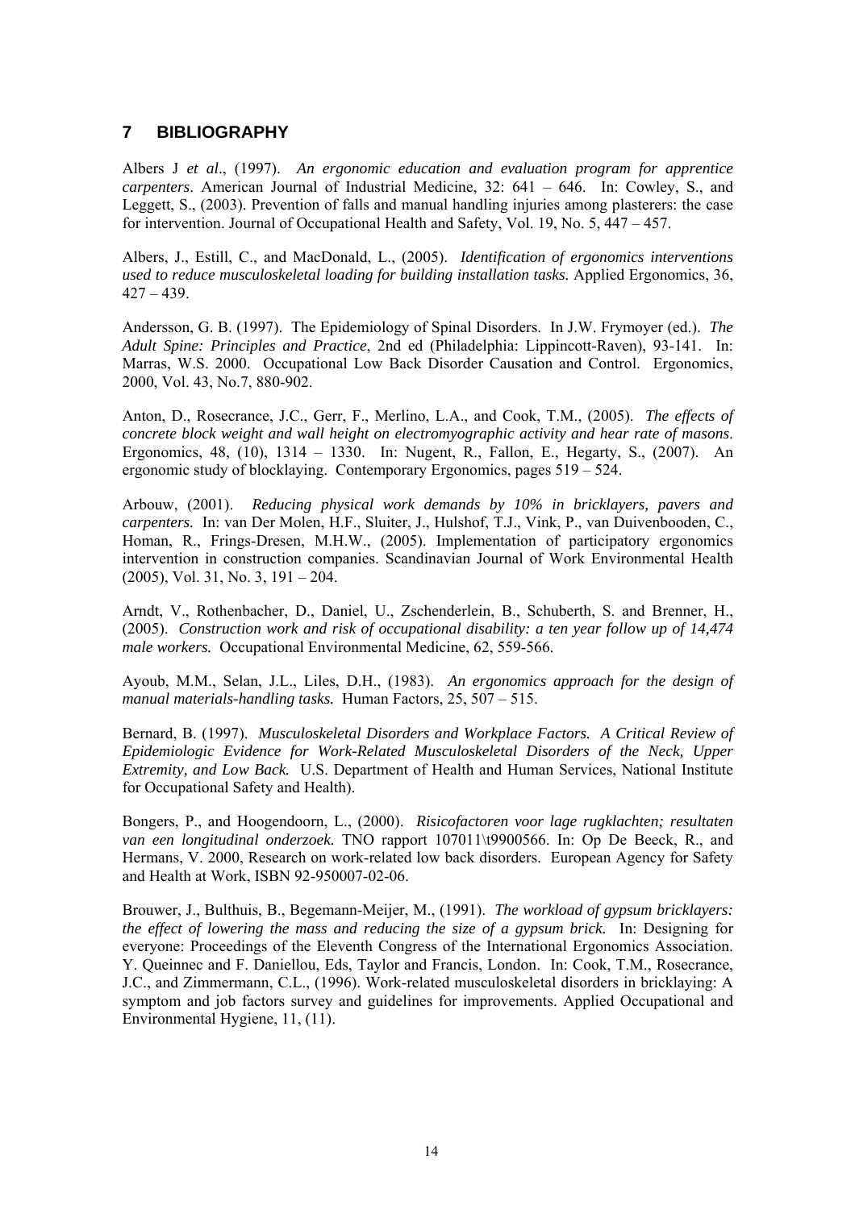## 7 BIBLIOGRAPHY

Albers J *et al*., (1997). *An ergonomic education and evaluation program for apprentice carpenters*. American Journal of Industrial Medicine, 32: 641 – 646. In: Cowley, S., and Leggett, S., (2003). Prevention of falls and manual handling injuries among plasterers: the case for intervention. Journal of Occupational Health and Safety, Vol. 19, No. 5, 447 – 457.

Albers, J., Estill, C., and MacDonald, L., (2005). *Identification of ergonomics interventions used to reduce musculoskeletal loading for building installation tasks.* Applied Ergonomics, 36, 427 – 439.

Andersson, G. B. (1997). The Epidemiology of Spinal Disorders. In J.W. Frymoyer (ed.). *The Adult Spine: Principles and Practice*, 2nd ed (Philadelphia: Lippincott-Raven), 93-141. In: Marras, W.S. 2000. Occupational Low Back Disorder Causation and Control. Ergonomics, 2000, Vol. 43, No.7, 880-902.

Anton, D., Rosecrance, J.C., Gerr, F., Merlino, L.A., and Cook, T.M., (2005). *The effects of concrete block weight and wall height on electromyographic activity and hear rate of masons*. Ergonomics, 48, (10), 1314 – 1330. In: Nugent, R., Fallon, E., Hegarty, S., (2007). An ergonomic study of blocklaying. Contemporary Ergonomics, pages 519 – 524.

Arbouw, (2001). *Reducing physical work demands by 10% in bricklayers, pavers and carpenters.* In: van Der Molen, H.F., Sluiter, J., Hulshof, T.J., Vink, P., van Duivenbooden, C., Homan, R., Frings-Dresen, M.H.W., (2005). Implementation of participatory ergonomics intervention in construction companies. Scandinavian Journal of Work Environmental Health (2005), Vol. 31, No. 3, 191 – 204.

Arndt, V., Rothenbacher, D., Daniel, U., Zschenderlein, B., Schuberth, S. and Brenner, H., (2005). *Construction work and risk of occupational disability: a ten year follow up of 14,474 male workers.* Occupational Environmental Medicine, 62, 559-566.

Ayoub, M.M., Selan, J.L., Liles, D.H., (1983). *An ergonomics approach for the design of manual materials-handling tasks.* Human Factors, 25, 507 – 515.

Bernard, B. (1997). *Musculoskeletal Disorders and Workplace Factors. A Critical Review of Epidemiologic Evidence for Work-Related Musculoskeletal Disorders of the Neck, Upper Extremity, and Low Back.* U.S. Department of Health and Human Services, National Institute for Occupational Safety and Health).

Bongers, P., and Hoogendoorn, L., (2000). *Risicofactoren voor lage rugklachten; resultaten van een longitudinal onderzoek.* TNO rapport 107011\t9900566. In: Op De Beeck, R., and Hermans, V. 2000, Research on work-related low back disorders. European Agency for Safety and Health at Work, ISBN 92-950007-02-06.

Brouwer, J., Bulthuis, B., Begemann-Meijer, M., (1991). *The workload of gypsum bricklayers: the effect of lowering the mass and reducing the size of a gypsum brick.* In: Designing for everyone: Proceedings of the Eleventh Congress of the International Ergonomics Association. Y. Queinnec and F. Daniellou, Eds, Taylor and Francis, London. In: Cook, T.M., Rosecrance, J.C., and Zimmermann, C.L., (1996). Work-related musculoskeletal disorders in bricklaying: A symptom and job factors survey and guidelines for improvements. Applied Occupational and Environmental Hygiene, 11, (11).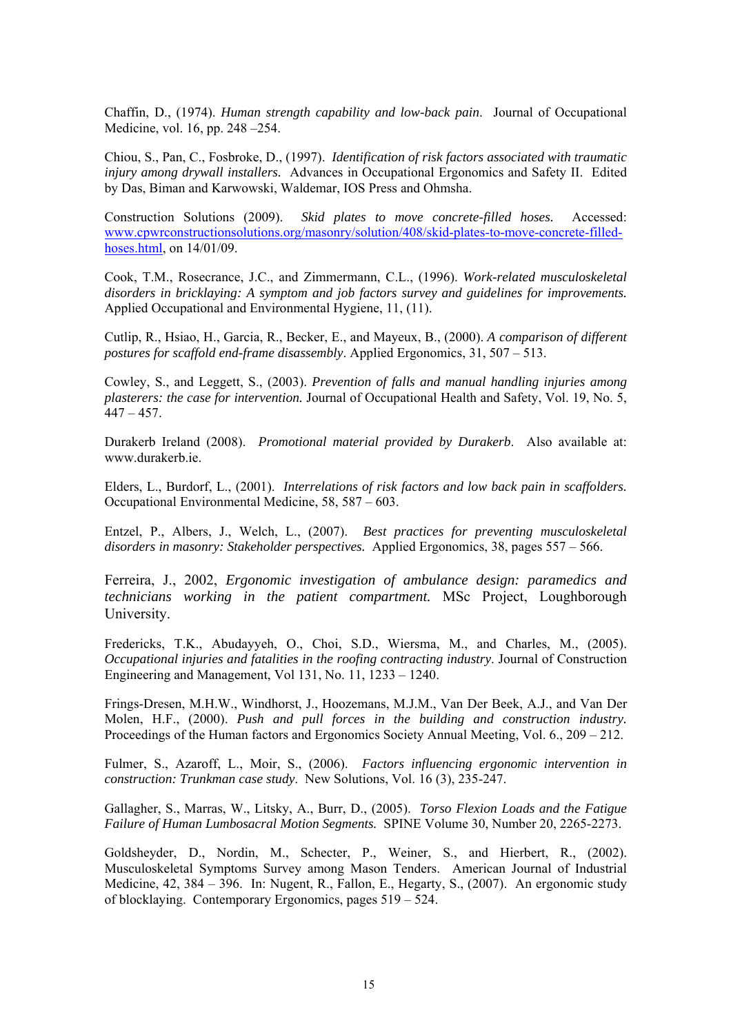Chaffin, D., (1974). *Human strength capability and low-back pain*. Journal of Occupational Medicine, vol. 16, pp. 248 –254.

Chiou, S., Pan, C., Fosbroke, D., (1997). *Identification of risk factors associated with traumatic injury among drywall installers.* Advances in Occupational Ergonomics and Safety II. Edited by Das, Biman and Karwowski, Waldemar, IOS Press and Ohmsha.

Construction Solutions (2009). *Skid plates to move concrete-filled hoses.* Accessed: [www.cpwrconstructionsolutions.org/masonry/solution/408/skid-plates-to-move-concrete-filled-hoses.html](www.cpwrconstructionsolutions.org/masonry/solution/408/skid-plates-to-move-concrete-filled-hoses.html), on 14/01/09.

Cook, T.M., Rosecrance, J.C., and Zimmermann, C.L., (1996). *Work-related musculoskeletal disorders in bricklaying: A symptom and job factors survey and guidelines for improvements.* Applied Occupational and Environmental Hygiene, 11, (11).

Cutlip, R., Hsiao, H., Garcia, R., Becker, E., and Mayeux, B., (2000). *A comparison of different postures for scaffold end-frame disassembly*. Applied Ergonomics, 31, 507 – 513.

Cowley, S., and Leggett, S., (2003). *Prevention of falls and manual handling injuries among plasterers: the case for intervention.* Journal of Occupational Health and Safety, Vol. 19, No. 5, 447 – 457.

Durakerb Ireland (2008). *Promotional material provided by Durakerb*. Also available at: www.durakerb.ie.

Elders, L., Burdorf, L., (2001). *Interrelations of risk factors and low back pain in scaffolders.* Occupational Environmental Medicine, 58, 587 – 603.

Entzel, P., Albers, J., Welch, L., (2007). *Best practices for preventing musculoskeletal disorders in masonry: Stakeholder perspectives.* Applied Ergonomics, 38, pages 557 – 566.

Ferreira, J., 2002, *Ergonomic investigation of ambulance design: paramedics and technicians working in the patient compartment.* MSc Project, Loughborough University.

Fredericks, T.K., Abudayyeh, O., Choi, S.D., Wiersma, M., and Charles, M., (2005). *Occupational injuries and fatalities in the roofing contracting industry.* Journal of Construction Engineering and Management, Vol 131, No. 11, 1233 – 1240.

Frings-Dresen, M.H.W., Windhorst, J., Hoozemans, M.J.M., Van Der Beek, A.J., and Van Der Molen, H.F., (2000). *Push and pull forces in the building and construction industry.* Proceedings of the Human factors and Ergonomics Society Annual Meeting, Vol. 6., 209 – 212.

Fulmer, S., Azaroff, L., Moir, S., (2006). *Factors influencing ergonomic intervention in construction: Trunkman case study*. New Solutions, Vol. 16 (3), 235-247.

Gallagher, S., Marras, W., Litsky, A., Burr, D., (2005). *Torso Flexion Loads and the Fatigue Failure of Human Lumbosacral Motion Segments.* SPINE Volume 30, Number 20, 2265-2273.

Goldsheyder, D., Nordin, M., Schecter, P., Weiner, S., and Hierbert, R., (2002). Musculoskeletal Symptoms Survey among Mason Tenders. American Journal of Industrial Medicine, 42, 384 – 396. In: Nugent, R., Fallon, E., Hegarty, S., (2007). An ergonomic study of blocklaying. Contemporary Ergonomics, pages 519 – 524.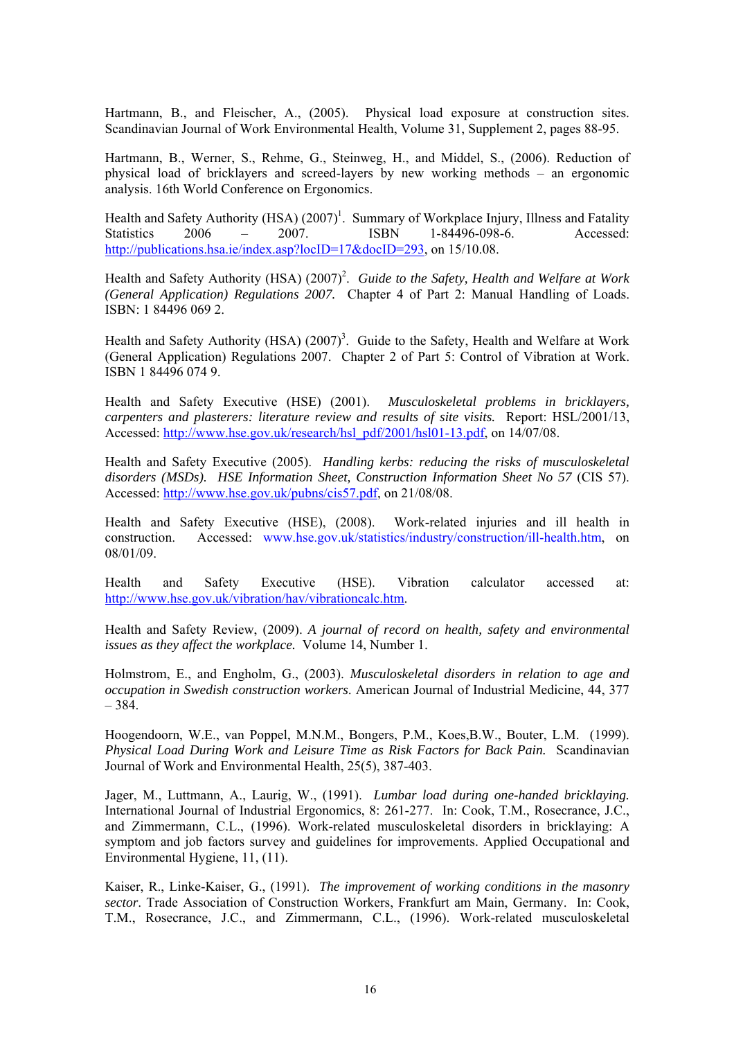Hartmann, B., and Fleischer, A., (2005). Physical load exposure at construction sites. Scandinavian Journal of Work Environmental Health, Volume 31, Supplement 2, pages 88-95.

Hartmann, B., Werner, S., Rehme, G., Steinweg, H., and Middel, S., (2006). Reduction of physical load of bricklayers and screed-layers by new working methods – an ergonomic analysis. 16th World Conference on Ergonomics.

Health and Safety Authority (HSA) (2007)[1]. Summary of Workplace Injury, Illness and Fatality Statistics 2006 – 2007. ISBN 1-84496-098-6. Accessed: http://publications.hsa.ie/index.asp?locID=17&docID=293, on 15/10.08.

Health and Safety Authority (HSA) (2007)[2]. *Guide to the Safety, Health and Welfare at Work (General Application) Regulations 2007.* Chapter 4 of Part 2: Manual Handling of Loads. ISBN: 1 84496 069 2.

Health and Safety Authority (HSA) (2007)[3]. Guide to the Safety, Health and Welfare at Work (General Application) Regulations 2007. Chapter 2 of Part 5: Control of Vibration at Work. ISBN 1 84496 074 9.

Health and Safety Executive (HSE) (2001). *Musculoskeletal problems in bricklayers, carpenters and plasterers: literature review and results of site visits.* Report: HSL/2001/13, Accessed: http://www.hse.gov.uk/research/hsl_pdf/2001/hsl01-13.pdf, on 14/07/08.

Health and Safety Executive (2005). *Handling kerbs: reducing the risks of musculoskeletal disorders (MSDs). HSE Information Sheet, Construction Information Sheet No 57* (CIS 57). Accessed: http://www.hse.gov.uk/pubns/cis57.pdf, on 21/08/08.

Health and Safety Executive (HSE), (2008). Work-related injuries and ill health in construction. Accessed: www.hse.gov.uk/statistics/industry/construction/ill-health.htm, on 08/01/09.

Health and Safety Executive (HSE). Vibration calculator accessed at: http://www.hse.gov.uk/vibration/hav/vibrationcalc.htm.

Health and Safety Review, (2009). *A journal of record on health, safety and environmental issues as they affect the workplace.* Volume 14, Number 1.

Holmstrom, E., and Engholm, G., (2003). *Musculoskeletal disorders in relation to age and occupation in Swedish construction workers.* American Journal of Industrial Medicine, 44, 377 – 384.

Hoogendoorn, W.E., van Poppel, M.N.M., Bongers, P.M., Koes,B.W., Bouter, L.M. (1999). *Physical Load During Work and Leisure Time as Risk Factors for Back Pain.* Scandinavian Journal of Work and Environmental Health, 25(5), 387-403.

Jager, M., Luttmann, A., Laurig, W., (1991). *Lumbar load during one-handed bricklaying.* International Journal of Industrial Ergonomics, 8: 261-277. In: Cook, T.M., Rosecrance, J.C., and Zimmermann, C.L., (1996). Work-related musculoskeletal disorders in bricklaying: A symptom and job factors survey and guidelines for improvements. Applied Occupational and Environmental Hygiene, 11, (11).

Kaiser, R., Linke-Kaiser, G., (1991). *The improvement of working conditions in the masonry sector.* Trade Association of Construction Workers, Frankfurt am Main, Germany. In: Cook, T.M., Rosecrance, J.C., and Zimmermann, C.L., (1996). Work-related musculoskeletal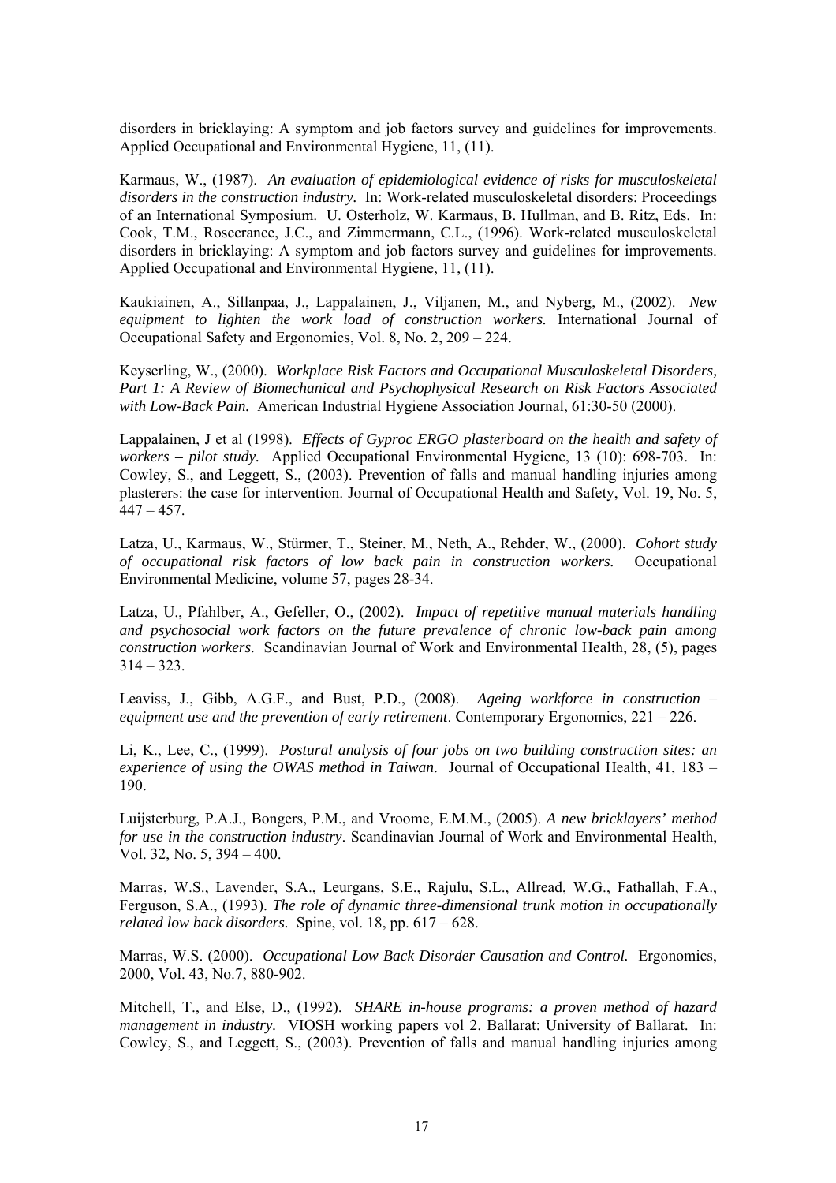disorders in bricklaying: A symptom and job factors survey and guidelines for improvements. Applied Occupational and Environmental Hygiene, 11, (11).

Karmaus, W., (1987). *An evaluation of epidemiological evidence of risks for musculoskeletal disorders in the construction industry.* In: Work-related musculoskeletal disorders: Proceedings of an International Symposium. U. Osterholz, W. Karmaus, B. Hullman, and B. Ritz, Eds. In: Cook, T.M., Rosecrance, J.C., and Zimmermann, C.L., (1996). Work-related musculoskeletal disorders in bricklaying: A symptom and job factors survey and guidelines for improvements. Applied Occupational and Environmental Hygiene, 11, (11).

Kaukiainen, A., Sillanpaa, J., Lappalainen, J., Viljanen, M., and Nyberg, M., (2002). *New equipment to lighten the work load of construction workers.* International Journal of Occupational Safety and Ergonomics, Vol. 8, No. 2, 209 – 224.

Keyserling, W., (2000). *Workplace Risk Factors and Occupational Musculoskeletal Disorders, Part 1: A Review of Biomechanical and Psychophysical Research on Risk Factors Associated with Low-Back Pain.* American Industrial Hygiene Association Journal, 61:30-50 (2000).

Lappalainen, J et al (1998). *Effects of Gyproc ERGO plasterboard on the health and safety of workers – pilot study.* Applied Occupational Environmental Hygiene, 13 (10): 698-703. In: Cowley, S., and Leggett, S., (2003). Prevention of falls and manual handling injuries among plasterers: the case for intervention. Journal of Occupational Health and Safety, Vol. 19, No. 5, 447 – 457.

Latza, U., Karmaus, W., Stürmer, T., Steiner, M., Neth, A., Rehder, W., (2000). *Cohort study of occupational risk factors of low back pain in construction workers.* Occupational Environmental Medicine, volume 57, pages 28-34.

Latza, U., Pfahlber, A., Gefeller, O., (2002). *Impact of repetitive manual materials handling and psychosocial work factors on the future prevalence of chronic low-back pain among construction workers.* Scandinavian Journal of Work and Environmental Health, 28, (5), pages 314 – 323.

Leaviss, J., Gibb, A.G.F., and Bust, P.D., (2008). *Ageing workforce in construction – equipment use and the prevention of early retirement*. Contemporary Ergonomics, 221 – 226.

Li, K., Lee, C., (1999). *Postural analysis of four jobs on two building construction sites: an experience of using the OWAS method in Taiwan*. Journal of Occupational Health, 41, 183 – 190.

Luijsterburg, P.A.J., Bongers, P.M., and Vroome, E.M.M., (2005). *A new bricklayers' method for use in the construction industry*. Scandinavian Journal of Work and Environmental Health, Vol. 32, No. 5, 394 – 400.

Marras, W.S., Lavender, S.A., Leurgans, S.E., Rajulu, S.L., Allread, W.G., Fathallah, F.A., Ferguson, S.A., (1993). *The role of dynamic three-dimensional trunk motion in occupationally related low back disorders.* Spine, vol. 18, pp. 617 – 628.

Marras, W.S. (2000). *Occupational Low Back Disorder Causation and Control.* Ergonomics, 2000, Vol. 43, No.7, 880-902.

Mitchell, T., and Else, D., (1992). *SHARE in-house programs: a proven method of hazard management in industry.* VIOSH working papers vol 2. Ballarat: University of Ballarat. In: Cowley, S., and Leggett, S., (2003). Prevention of falls and manual handling injuries among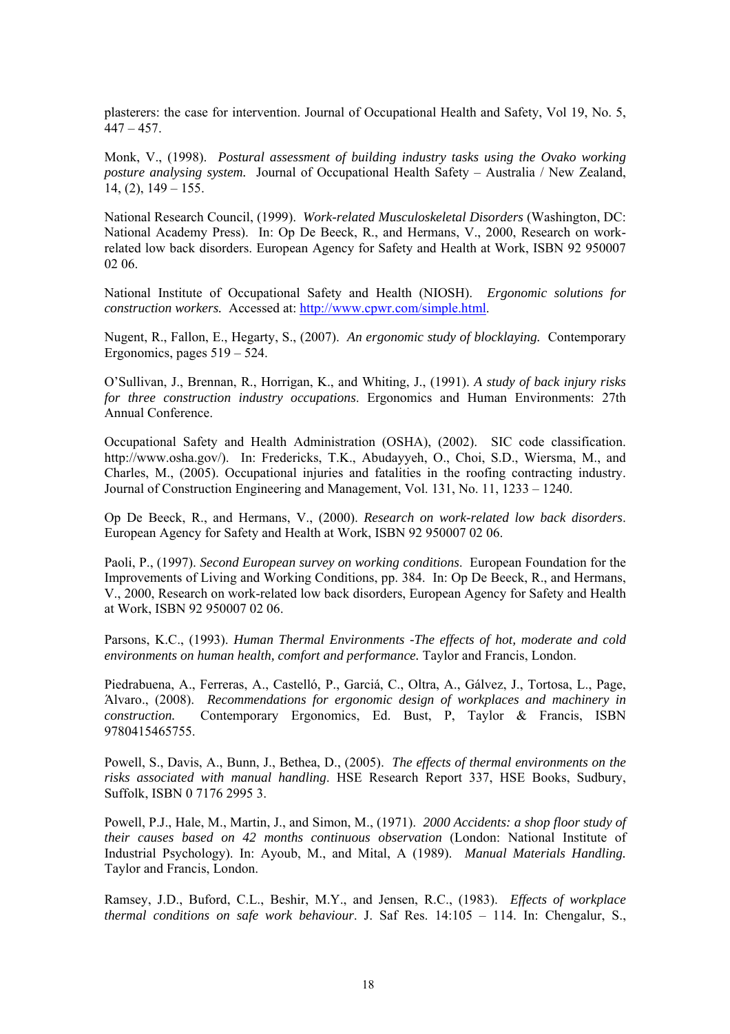plasterers: the case for intervention. Journal of Occupational Health and Safety, Vol 19, No. 5, 447 – 457.

Monk, V., (1998). *Postural assessment of building industry tasks using the Ovako working posture analysing system.* Journal of Occupational Health Safety – Australia / New Zealand, 14, (2), 149 – 155.

National Research Council, (1999). *Work-related Musculoskeletal Disorders* (Washington, DC: National Academy Press). In: Op De Beeck, R., and Hermans, V., 2000, Research on work-related low back disorders. European Agency for Safety and Health at Work, ISBN 92 950007 02 06.

National Institute of Occupational Safety and Health (NIOSH). *Ergonomic solutions for construction workers.* Accessed at: http://www.cpwr.com/simple.html.

Nugent, R., Fallon, E., Hegarty, S., (2007). *An ergonomic study of blocklaying.* Contemporary Ergonomics, pages 519 – 524.

O'Sullivan, J., Brennan, R., Horrigan, K., and Whiting, J., (1991). *A study of back injury risks for three construction industry occupations*. Ergonomics and Human Environments: 27th Annual Conference.

Occupational Safety and Health Administration (OSHA), (2002). SIC code classification. http://www.osha.gov/). In: Fredericks, T.K., Abudayyeh, O., Choi, S.D., Wiersma, M., and Charles, M., (2005). Occupational injuries and fatalities in the roofing contracting industry. Journal of Construction Engineering and Management, Vol. 131, No. 11, 1233 – 1240.

Op De Beeck, R., and Hermans, V., (2000). *Research on work-related low back disorders*. European Agency for Safety and Health at Work, ISBN 92 950007 02 06.

Paoli, P., (1997). *Second European survey on working conditions*. European Foundation for the Improvements of Living and Working Conditions, pp. 384. In: Op De Beeck, R., and Hermans, V., 2000, Research on work-related low back disorders, European Agency for Safety and Health at Work, ISBN 92 950007 02 06.

Parsons, K.C., (1993). *Human Thermal Environments -The effects of hot, moderate and cold environments on human health, comfort and performance.* Taylor and Francis, London.

Piedrabuena, A., Ferreras, A., Castelló, P., Garciá, C., Oltra, A., Gálvez, J., Tortosa, L., Page, Álvaro., (2008). *Recommendations for ergonomic design of workplaces and machinery in construction.* Contemporary Ergonomics, Ed. Bust, P, Taylor & Francis, ISBN 9780415465755.

Powell, S., Davis, A., Bunn, J., Bethea, D., (2005). *The effects of thermal environments on the risks associated with manual handling*. HSE Research Report 337, HSE Books, Sudbury, Suffolk, ISBN 0 7176 2995 3.

Powell, P.J., Hale, M., Martin, J., and Simon, M., (1971). *2000 Accidents: a shop floor study of their causes based on 42 months continuous observation* (London: National Institute of Industrial Psychology). In: Ayoub, M., and Mital, A (1989). *Manual Materials Handling.* Taylor and Francis, London.

Ramsey, J.D., Buford, C.L., Beshir, M.Y., and Jensen, R.C., (1983). *Effects of workplace thermal conditions on safe work behaviour*. J. Saf Res. 14:105 – 114. In: Chengalur, S.,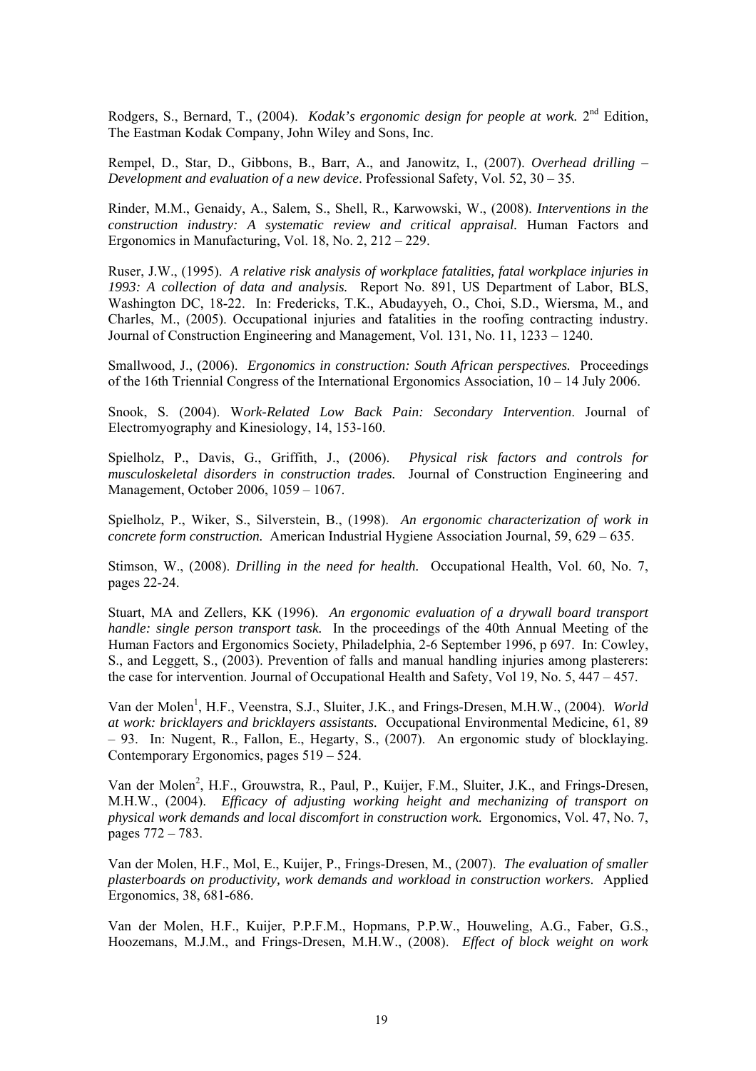Rodgers, S., Bernard, T., (2004). *Kodak's ergonomic design for people at work.* 2nd Edition, The Eastman Kodak Company, John Wiley and Sons, Inc.

Rempel, D., Star, D., Gibbons, B., Barr, A., and Janowitz, I., (2007). *Overhead drilling – Development and evaluation of a new device*. Professional Safety, Vol. 52, 30 – 35.

Rinder, M.M., Genaidy, A., Salem, S., Shell, R., Karwowski, W., (2008). *Interventions in the construction industry: A systematic review and critical appraisal.* Human Factors and Ergonomics in Manufacturing, Vol. 18, No. 2, 212 – 229.

Ruser, J.W., (1995). *A relative risk analysis of workplace fatalities, fatal workplace injuries in 1993: A collection of data and analysis.* Report No. 891, US Department of Labor, BLS, Washington DC, 18-22. In: Fredericks, T.K., Abudayyeh, O., Choi, S.D., Wiersma, M., and Charles, M., (2005). Occupational injuries and fatalities in the roofing contracting industry. Journal of Construction Engineering and Management, Vol. 131, No. 11, 1233 – 1240.

Smallwood, J., (2006). *Ergonomics in construction: South African perspectives.* Proceedings of the 16th Triennial Congress of the International Ergonomics Association, 10 – 14 July 2006.

Snook, S. (2004). *Work-Related Low Back Pain: Secondary Intervention*. Journal of Electromyography and Kinesiology, 14, 153-160.

Spielholz, P., Davis, G., Griffith, J., (2006). *Physical risk factors and controls for musculoskeletal disorders in construction trades.* Journal of Construction Engineering and Management, October 2006, 1059 – 1067.

Spielholz, P., Wiker, S., Silverstein, B., (1998). *An ergonomic characterization of work in concrete form construction.* American Industrial Hygiene Association Journal, 59, 629 – 635.

Stimson, W., (2008). *Drilling in the need for health.* Occupational Health, Vol. 60, No. 7, pages 22-24.

Stuart, MA and Zellers, KK (1996). *An ergonomic evaluation of a drywall board transport handle: single person transport task.* In the proceedings of the 40th Annual Meeting of the Human Factors and Ergonomics Society, Philadelphia, 2-6 September 1996, p 697. In: Cowley, S., and Leggett, S., (2003). Prevention of falls and manual handling injuries among plasterers: the case for intervention. Journal of Occupational Health and Safety, Vol 19, No. 5, 447 – 457.

Van der Molen[1], H.F., Veenstra, S.J., Sluiter, J.K., and Frings-Dresen, M.H.W., (2004). *World at work: bricklayers and bricklayers assistants.* Occupational Environmental Medicine, 61, 89 – 93. In: Nugent, R., Fallon, E., Hegarty, S., (2007). An ergonomic study of blocklaying. Contemporary Ergonomics, pages 519 – 524.

Van der Molen[2], H.F., Grouwstra, R., Paul, P., Kuijer, F.M., Sluiter, J.K., and Frings-Dresen, M.H.W., (2004). *Efficacy of adjusting working height and mechanizing of transport on physical work demands and local discomfort in construction work.* Ergonomics, Vol. 47, No. 7, pages 772 – 783.

Van der Molen, H.F., Mol, E., Kuijer, P., Frings-Dresen, M., (2007). *The evaluation of smaller plasterboards on productivity, work demands and workload in construction workers*. Applied Ergonomics, 38, 681-686.

Van der Molen, H.F., Kuijer, P.P.F.M., Hopmans, P.P.W., Houweling, A.G., Faber, G.S., Hoozemans, M.J.M., and Frings-Dresen, M.H.W., (2008). *Effect of block weight on work*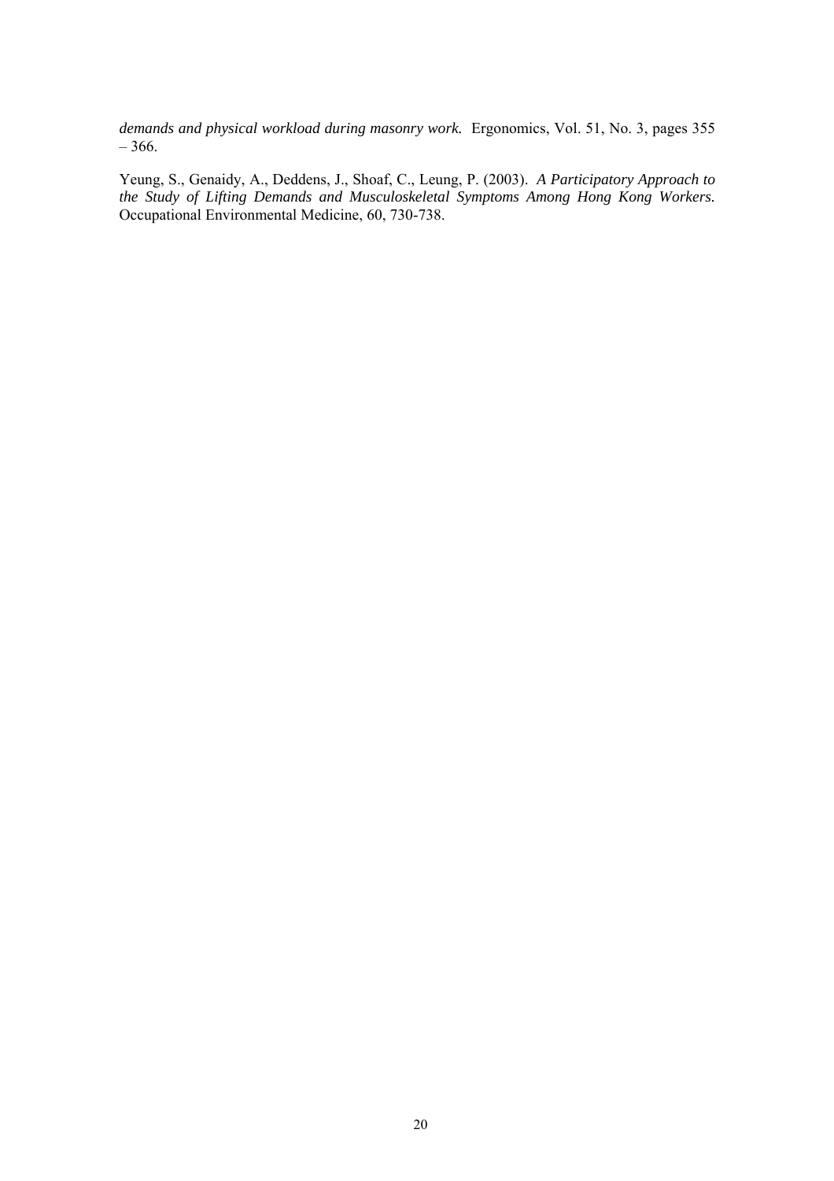*demands and physical workload during masonry work.* Ergonomics, Vol. 51, No. 3, pages 355 – 366.

Yeung, S., Genaidy, A., Deddens, J., Shoaf, C., Leung, P. (2003). *A Participatory Approach to the Study of Lifting Demands and Musculoskeletal Symptoms Among Hong Kong Workers.* Occupational Environmental Medicine, 60, 730-738.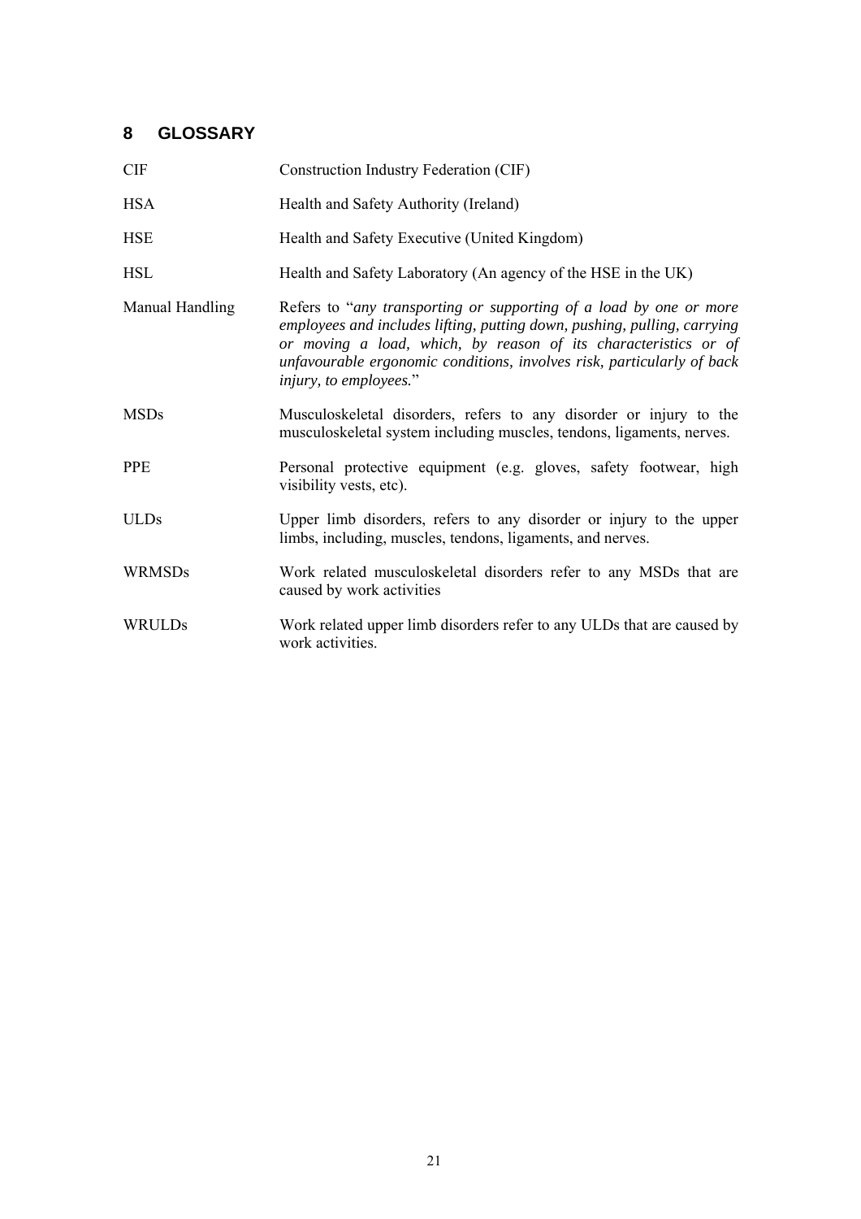## 8 GLOSSARY

| | |
|---|---|
| CIF | Construction Industry Federation (CIF) |
| HSA | Health and Safety Authority (Ireland) |
| HSE | Health and Safety Executive (United Kingdom) |
| HSL | Health and Safety Laboratory (An agency of the HSE in the UK) |
| Manual Handling | Refers to "*any transporting or supporting of a load by one or more employees and includes lifting, putting down, pushing, pulling, carrying or moving a load, which, by reason of its characteristics or of unfavourable ergonomic conditions, involves risk, particularly of back injury, to employees.*" |
| MSDs | Musculoskeletal disorders, refers to any disorder or injury to the musculoskeletal system including muscles, tendons, ligaments, nerves. |
| PPE | Personal protective equipment (e.g. gloves, safety footwear, high visibility vests, etc). |
| ULDs | Upper limb disorders, refers to any disorder or injury to the upper limbs, including, muscles, tendons, ligaments, and nerves. |
| WRMSDs | Work related musculoskeletal disorders refer to any MSDs that are caused by work activities |
| WRULDs | Work related upper limb disorders refer to any ULDs that are caused by work activities. |